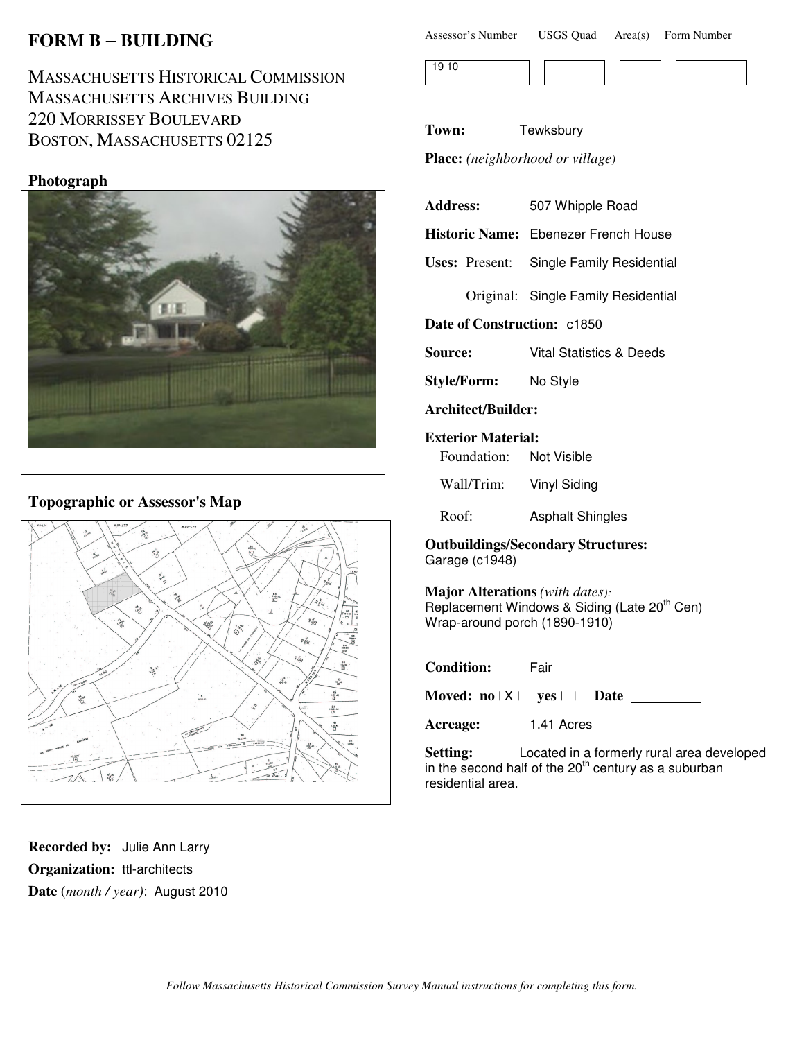# FORM B – BUILDING

MASSACHUSETTS HISTORICAL COMMISSION
MASSACHUSETTS ARCHIVES BUILDING
220 MORRISSEY BOULEVARD
BOSTON, MASSACHUSETTS 02125

| Assessor's Number | USGS Quad | Area(s) | Form Number |
|---|---|---|---|
| 19 10 | | | |

**Town:** Tewksbury

**Place:** *(neighborhood or village)*

**Photograph**

**Topographic or Assessor's Map**

**Address:** 507 Whipple Road

**Historic Name:** Ebenezer French House

**Uses:** Present: Single Family Residential

Original: Single Family Residential

**Date of Construction:** c1850

**Source:** Vital Statistics & Deeds

**Style/Form:** No Style

**Architect/Builder:**

**Exterior Material:**

Foundation: Not Visible

Wall/Trim: Vinyl Siding

Roof: Asphalt Shingles

**Outbuildings/Secondary Structures:**
Garage (c1948)

**Major Alterations** *(with dates):*
Replacement Windows & Siding (Late 20th Cen)
Wrap-around porch (1890-1910)

**Condition:** Fair

**Moved:** no | X | yes | | **Date** \_\_\_\_\_\_\_\_\_\_

**Acreage:** 1.41 Acres

**Setting:** Located in a formerly rural area developed in the second half of the 20th century as a suburban residential area.

**Recorded by:** Julie Ann Larry

**Organization:** ttl-architects

**Date** (*month / year)*: August 2010

*Follow Massachusetts Historical Commission Survey Manual instructions for completing this form.*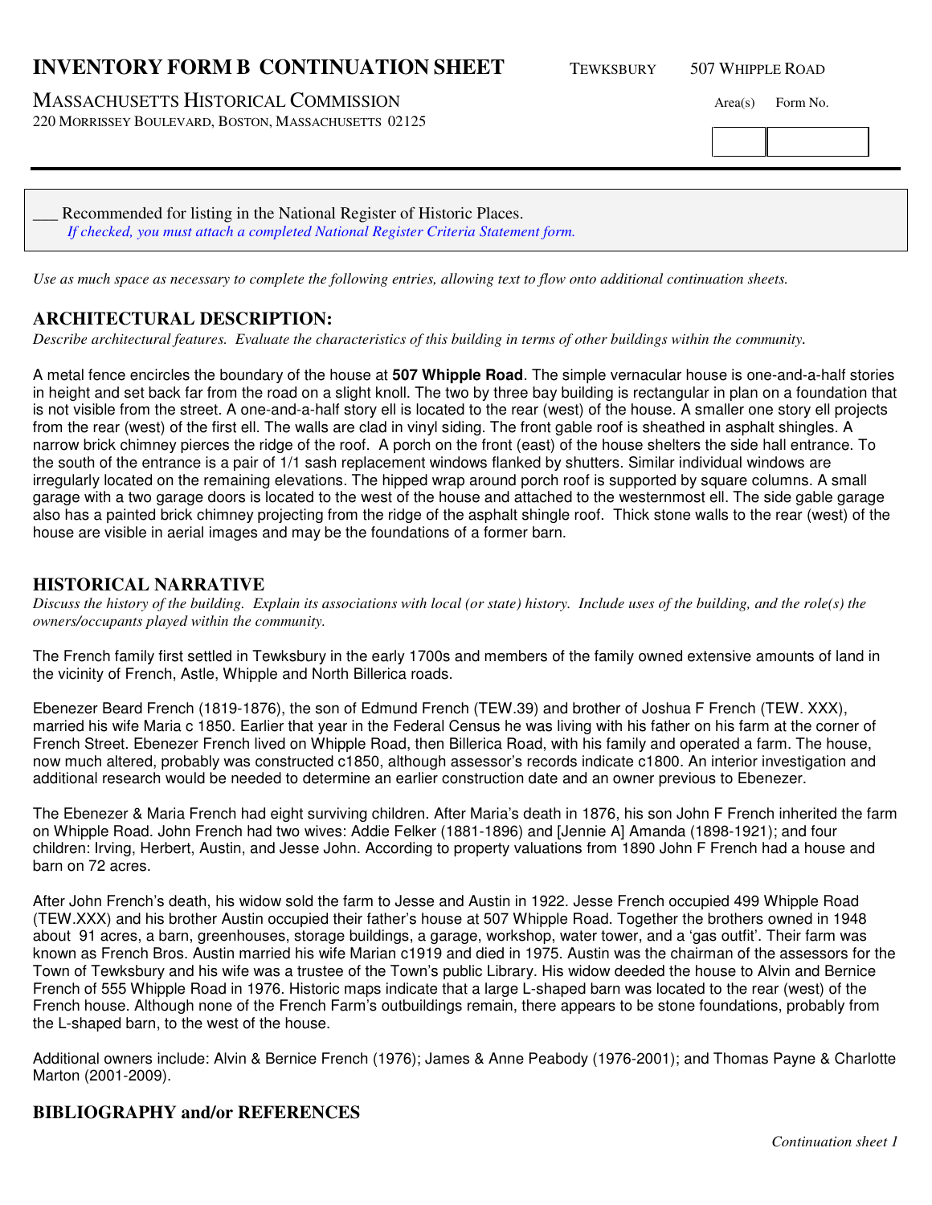# INVENTORY FORM B CONTINUATION SHEET

TEWKSBURY 507 WHIPPLE ROAD

MASSACHUSETTS HISTORICAL COMMISSION
220 MORRISSEY BOULEVARD, BOSTON, MASSACHUSETTS 02125

Area(s) Form No.

___ Recommended for listing in the National Register of Historic Places.
*If checked, you must attach a completed National Register Criteria Statement form.*

*Use as much space as necessary to complete the following entries, allowing text to flow onto additional continuation sheets.*

## ARCHITECTURAL DESCRIPTION:

*Describe architectural features. Evaluate the characteristics of this building in terms of other buildings within the community.*

A metal fence encircles the boundary of the house at **507 Whipple Road**. The simple vernacular house is one-and-a-half stories in height and set back far from the road on a slight knoll. The two by three bay building is rectangular in plan on a foundation that is not visible from the street. A one-and-a-half story ell is located to the rear (west) of the house. A smaller one story ell projects from the rear (west) of the first ell. The walls are clad in vinyl siding. The front gable roof is sheathed in asphalt shingles. A narrow brick chimney pierces the ridge of the roof. A porch on the front (east) of the house shelters the side hall entrance. To the south of the entrance is a pair of 1/1 sash replacement windows flanked by shutters. Similar individual windows are irregularly located on the remaining elevations. The hipped wrap around porch roof is supported by square columns. A small garage with a two garage doors is located to the west of the house and attached to the westernmost ell. The side gable garage also has a painted brick chimney projecting from the ridge of the asphalt shingle roof. Thick stone walls to the rear (west) of the house are visible in aerial images and may be the foundations of a former barn.

## HISTORICAL NARRATIVE

*Discuss the history of the building. Explain its associations with local (or state) history. Include uses of the building, and the role(s) the owners/occupants played within the community.*

The French family first settled in Tewksbury in the early 1700s and members of the family owned extensive amounts of land in the vicinity of French, Astle, Whipple and North Billerica roads.

Ebenezer Beard French (1819-1876), the son of Edmund French (TEW.39) and brother of Joshua F French (TEW. XXX), married his wife Maria c 1850. Earlier that year in the Federal Census he was living with his father on his farm at the corner of French Street. Ebenezer French lived on Whipple Road, then Billerica Road, with his family and operated a farm. The house, now much altered, probably was constructed c1850, although assessor's records indicate c1800. An interior investigation and additional research would be needed to determine an earlier construction date and an owner previous to Ebenezer.

The Ebenezer & Maria French had eight surviving children. After Maria's death in 1876, his son John F French inherited the farm on Whipple Road. John French had two wives: Addie Felker (1881-1896) and [Jennie A] Amanda (1898-1921); and four children: Irving, Herbert, Austin, and Jesse John. According to property valuations from 1890 John F French had a house and barn on 72 acres.

After John French's death, his widow sold the farm to Jesse and Austin in 1922. Jesse French occupied 499 Whipple Road (TEW.XXX) and his brother Austin occupied their father's house at 507 Whipple Road. Together the brothers owned in 1948 about 91 acres, a barn, greenhouses, storage buildings, a garage, workshop, water tower, and a 'gas outfit'. Their farm was known as French Bros. Austin married his wife Marian c1919 and died in 1975. Austin was the chairman of the assessors for the Town of Tewksbury and his wife was a trustee of the Town's public Library. His widow deeded the house to Alvin and Bernice French of 555 Whipple Road in 1976. Historic maps indicate that a large L-shaped barn was located to the rear (west) of the French house. Although none of the French Farm's outbuildings remain, there appears to be stone foundations, probably from the L-shaped barn, to the west of the house.

Additional owners include: Alvin & Bernice French (1976); James & Anne Peabody (1976-2001); and Thomas Payne & Charlotte Marton (2001-2009).

## BIBLIOGRAPHY and/or REFERENCES

*Continuation sheet 1*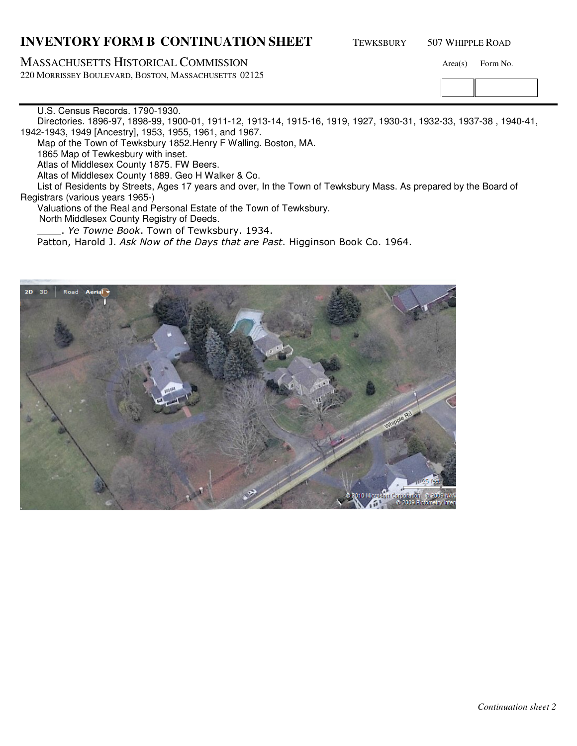U.S. Census Records. 1790-1930.

Directories. 1896-97, 1898-99, 1900-01, 1911-12, 1913-14, 1915-16, 1919, 1927, 1930-31, 1932-33, 1937-38 , 1940-41, 1942-1943, 1949 [Ancestry], 1953, 1955, 1961, and 1967.

Map of the Town of Tewksbury 1852.Henry F Walling. Boston, MA.

1865 Map of Tewkesbury with inset.

Atlas of Middlesex County 1875. FW Beers.

Altas of Middlesex County 1889. Geo H Walker & Co.

List of Residents by Streets, Ages 17 years and over, In the Town of Tewksbury Mass. As prepared by the Board of Registrars (various years 1965-)

Valuations of the Real and Personal Estate of the Town of Tewksbury.

North Middlesex County Registry of Deeds.

____. *Ye Towne Book*. Town of Tewksbury. 1934.

Patton, Harold J. *Ask Now of the Days that are Past*. Higginson Book Co. 1964.